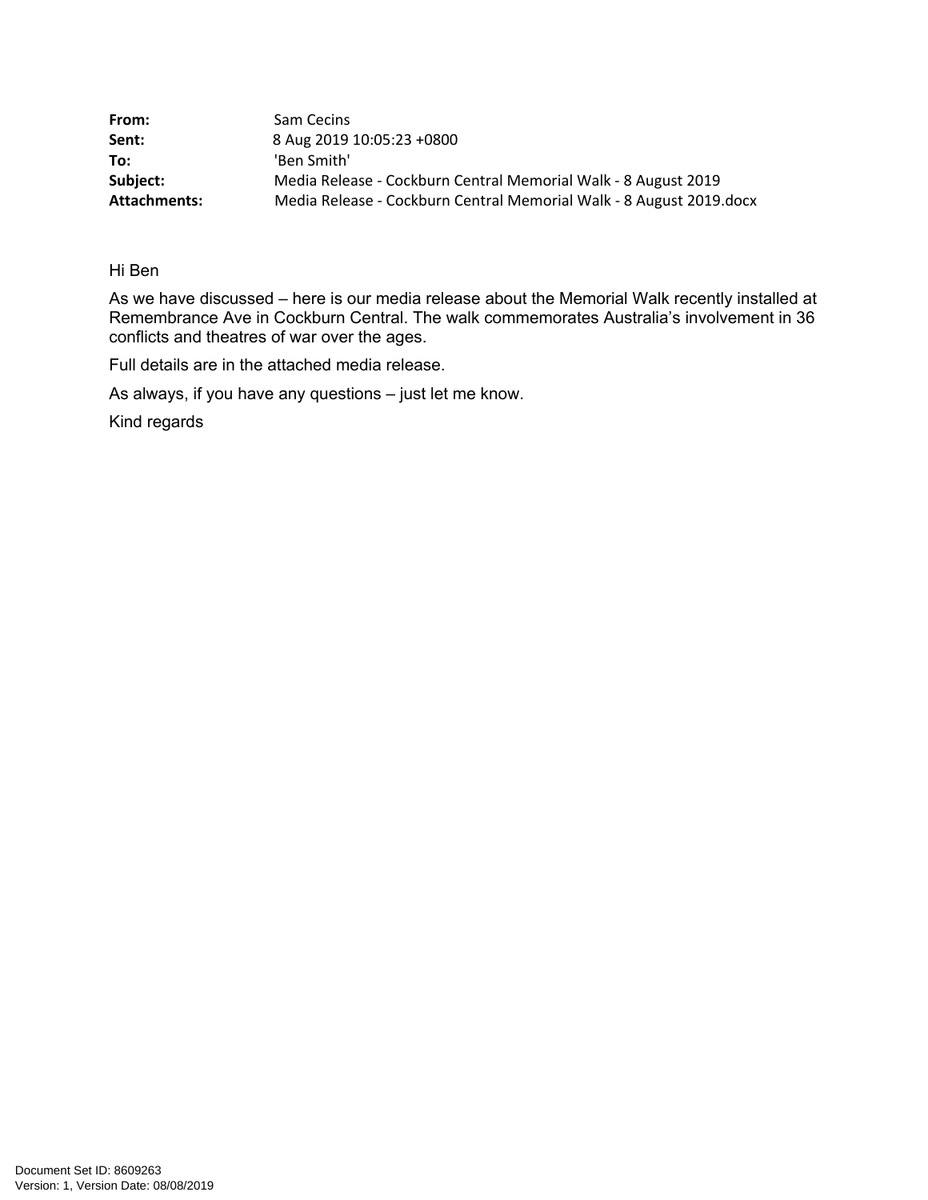| | |
|---|---|
| **From:** | Sam Cecins |
| **Sent:** | 8 Aug 2019 10:05:23 +0800 |
| **To:** | 'Ben Smith' |
| **Subject:** | Media Release - Cockburn Central Memorial Walk - 8 August 2019 |
| **Attachments:** | Media Release - Cockburn Central Memorial Walk - 8 August 2019.docx |

Hi Ben

As we have discussed – here is our media release about the Memorial Walk recently installed at Remembrance Ave in Cockburn Central. The walk commemorates Australia's involvement in 36 conflicts and theatres of war over the ages.

Full details are in the attached media release.

As always, if you have any questions – just let me know.

Kind regards

Document Set ID: 8609263
Version: 1, Version Date: 08/08/2019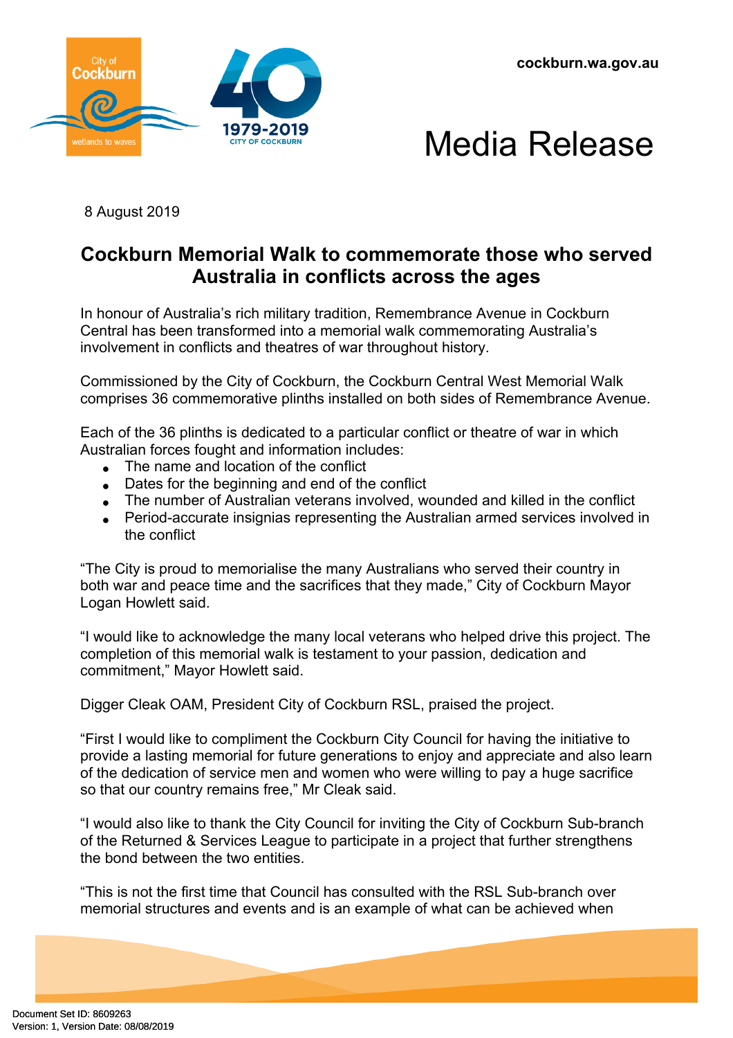# Media Release

8 August 2019

## Cockburn Memorial Walk to commemorate those who served Australia in conflicts across the ages

In honour of Australia's rich military tradition, Remembrance Avenue in Cockburn Central has been transformed into a memorial walk commemorating Australia's involvement in conflicts and theatres of war throughout history.

Commissioned by the City of Cockburn, the Cockburn Central West Memorial Walk comprises 36 commemorative plinths installed on both sides of Remembrance Avenue.

Each of the 36 plinths is dedicated to a particular conflict or theatre of war in which Australian forces fought and information includes:

- The name and location of the conflict
- Dates for the beginning and end of the conflict
- The number of Australian veterans involved, wounded and killed in the conflict
- Period-accurate insignias representing the Australian armed services involved in the conflict

"The City is proud to memorialise the many Australians who served their country in both war and peace time and the sacrifices that they made," City of Cockburn Mayor Logan Howlett said.

"I would like to acknowledge the many local veterans who helped drive this project. The completion of this memorial walk is testament to your passion, dedication and commitment," Mayor Howlett said.

Digger Cleak OAM, President City of Cockburn RSL, praised the project.

"First I would like to compliment the Cockburn City Council for having the initiative to provide a lasting memorial for future generations to enjoy and appreciate and also learn of the dedication of service men and women who were willing to pay a huge sacrifice so that our country remains free," Mr Cleak said.

"I would also like to thank the City Council for inviting the City of Cockburn Sub-branch of the Returned & Services League to participate in a project that further strengthens the bond between the two entities.

"This is not the first time that Council has consulted with the RSL Sub-branch over memorial structures and events and is an example of what can be achieved when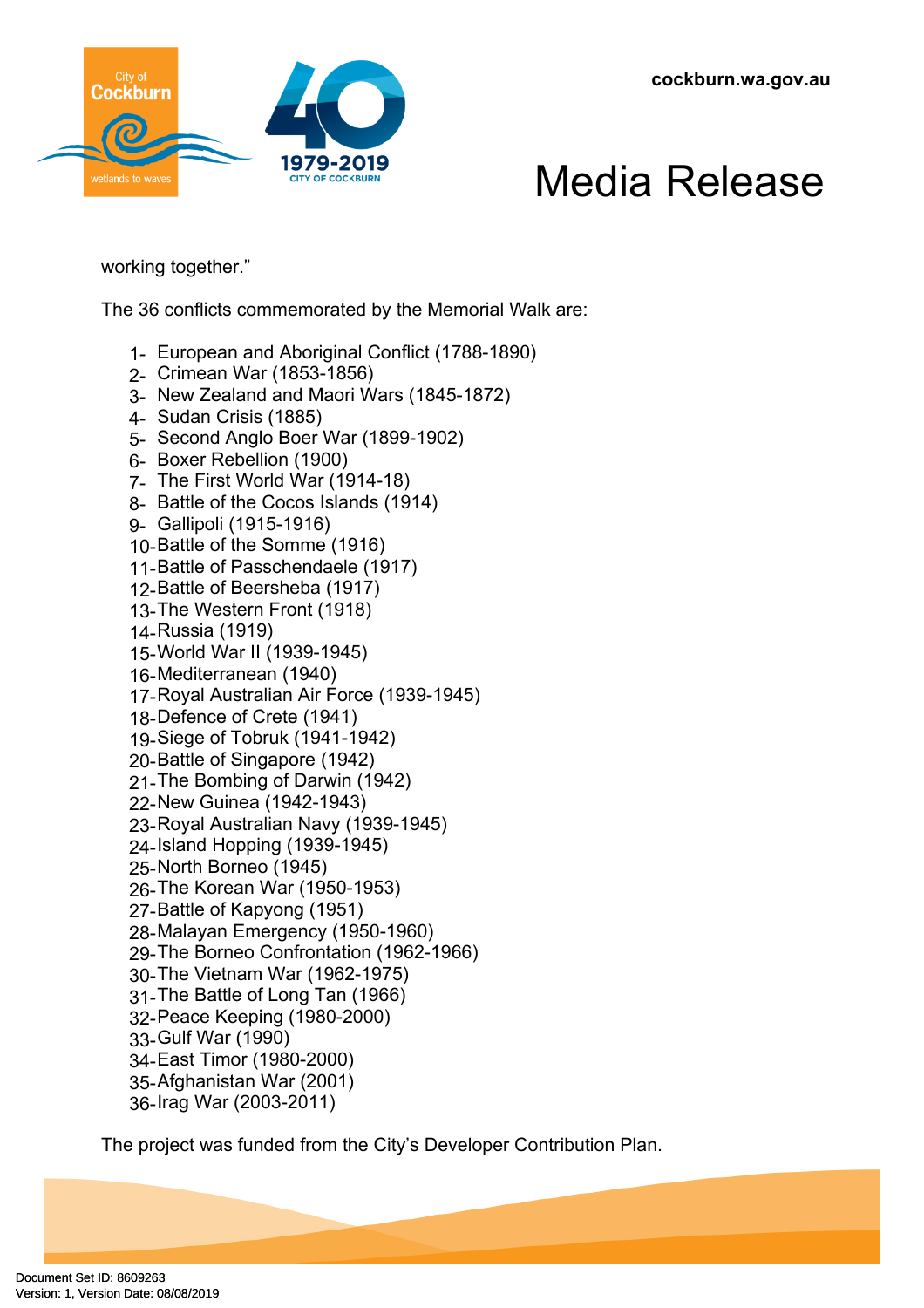working together."

The 36 conflicts commemorated by the Memorial Walk are:

1. European and Aboriginal Conflict (1788-1890)
2. Crimean War (1853-1856)
3. New Zealand and Maori Wars (1845-1872)
4. Sudan Crisis (1885)
5. Second Anglo Boer War (1899-1902)
6. Boxer Rebellion (1900)
7. The First World War (1914-18)
8. Battle of the Cocos Islands (1914)
9. Gallipoli (1915-1916)
10. Battle of the Somme (1916)
11. Battle of Passchendaele (1917)
12. Battle of Beersheba (1917)
13. The Western Front (1918)
14. Russia (1919)
15. World War II (1939-1945)
16. Mediterranean (1940)
17. Royal Australian Air Force (1939-1945)
18. Defence of Crete (1941)
19. Siege of Tobruk (1941-1942)
20. Battle of Singapore (1942)
21. The Bombing of Darwin (1942)
22. New Guinea (1942-1943)
23. Royal Australian Navy (1939-1945)
24. Island Hopping (1939-1945)
25. North Borneo (1945)
26. The Korean War (1950-1953)
27. Battle of Kapyong (1951)
28. Malayan Emergency (1950-1960)
29. The Borneo Confrontation (1962-1966)
30. The Vietnam War (1962-1975)
31. The Battle of Long Tan (1966)
32. Peace Keeping (1980-2000)
33. Gulf War (1990)
34. East Timor (1980-2000)
35. Afghanistan War (2001)
36. Irag War (2003-2011)

The project was funded from the City's Developer Contribution Plan.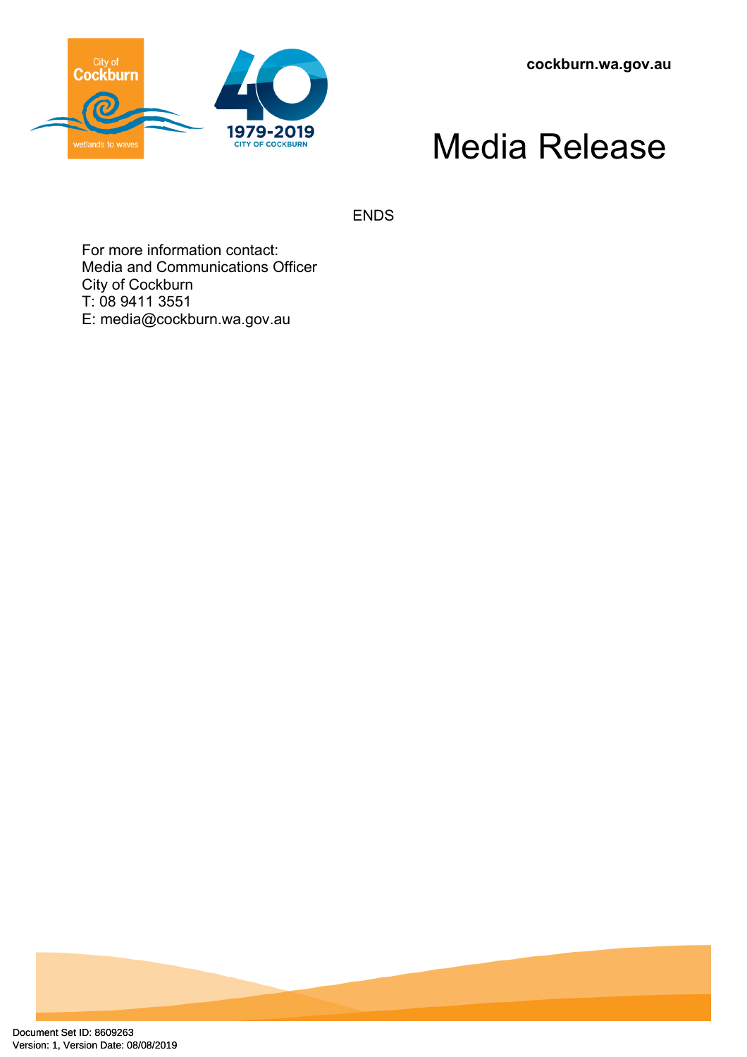ENDS

For more information contact:
Media and Communications Officer
City of Cockburn
T: 08 9411 3551
E: media@cockburn.wa.gov.au